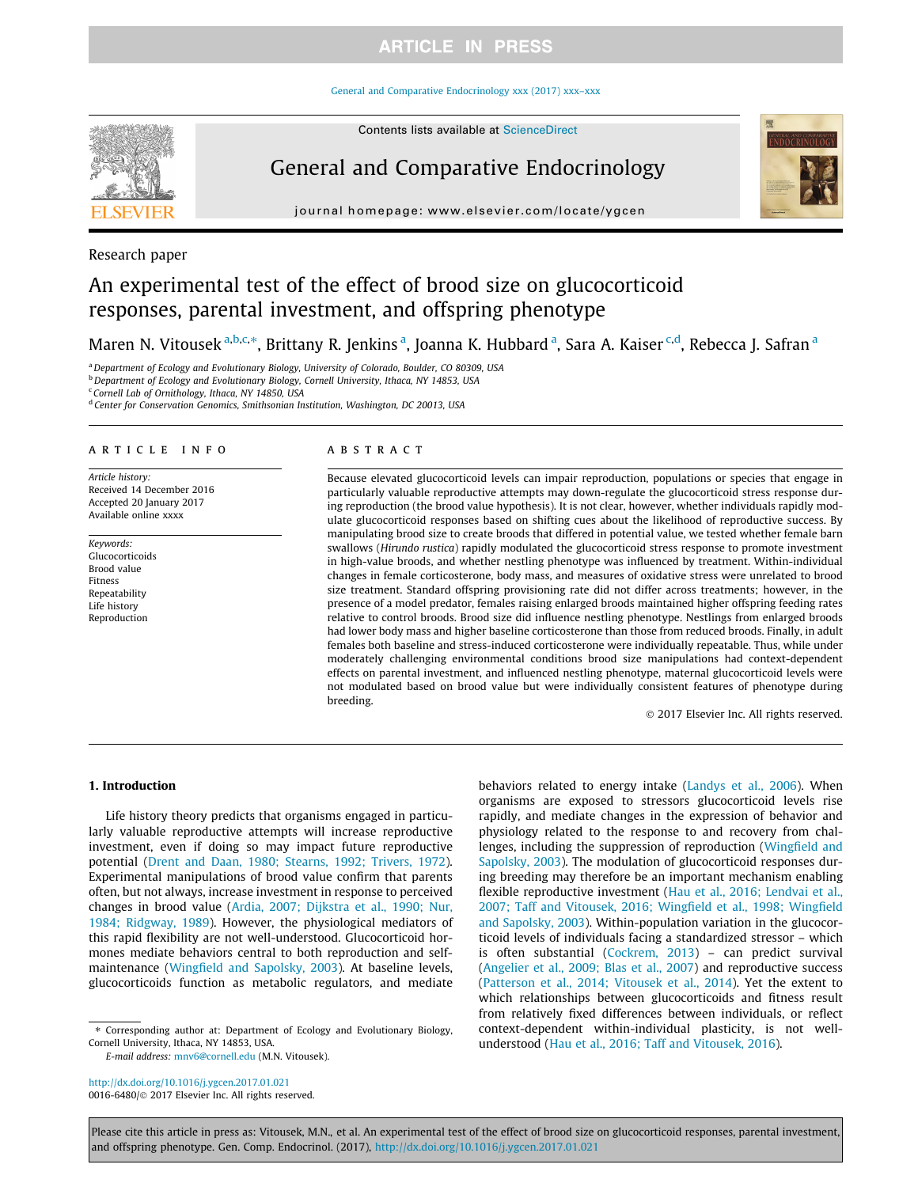Research paper

# An experimental test of the effect of brood size on glucocorticoid responses, parental investment, and offspring phenotype

Maren N. Vitousek [a,b,c,*], Brittany R. Jenkins [a], Joanna K. Hubbard [a], Sara A. Kaiser [c,d], Rebecca J. Safran [a]

[a] Department of Ecology and Evolutionary Biology, University of Colorado, Boulder, CO 80309, USA
[b] Department of Ecology and Evolutionary Biology, Cornell University, Ithaca, NY 14853, USA
[c] Cornell Lab of Ornithology, Ithaca, NY 14850, USA
[d] Center for Conservation Genomics, Smithsonian Institution, Washington, DC 20013, USA

## ARTICLE INFO

*Article history:*
Received 14 December 2016
Accepted 20 January 2017
Available online xxxx

*Keywords:*
Glucocorticoids
Brood value
Fitness
Repeatability
Life history
Reproduction

## ABSTRACT

Because elevated glucocorticoid levels can impair reproduction, populations or species that engage in particularly valuable reproductive attempts may down-regulate the glucocorticoid stress response during reproduction (the brood value hypothesis). It is not clear, however, whether individuals rapidly modulate glucocorticoid responses based on shifting cues about the likelihood of reproductive success. By manipulating brood size to create broods that differed in potential value, we tested whether female barn swallows (*Hirundo rustica*) rapidly modulated the glucocorticoid stress response to promote investment in high-value broods, and whether nestling phenotype was influenced by treatment. Within-individual changes in female corticosterone, body mass, and measures of oxidative stress were unrelated to brood size treatment. Standard offspring provisioning rate did not differ across treatments; however, in the presence of a model predator, females raising enlarged broods maintained higher offspring feeding rates relative to control broods. Brood size did influence nestling phenotype. Nestlings from enlarged broods had lower body mass and higher baseline corticosterone than those from reduced broods. Finally, in adult females both baseline and stress-induced corticosterone were individually repeatable. Thus, while under moderately challenging environmental conditions brood size manipulations had context-dependent effects on parental investment, and influenced nestling phenotype, maternal glucocorticoid levels were not modulated based on brood value but were individually consistent features of phenotype during breeding.

© 2017 Elsevier Inc. All rights reserved.

## 1. Introduction

Life history theory predicts that organisms engaged in particularly valuable reproductive attempts will increase reproductive investment, even if doing so may impact future reproductive potential (Drent and Daan, 1980; Stearns, 1992; Trivers, 1972). Experimental manipulations of brood value confirm that parents often, but not always, increase investment in response to perceived changes in brood value (Ardia, 2007; Dijkstra et al., 1990; Nur, 1984; Ridgway, 1989). However, the physiological mediators of this rapid flexibility are not well-understood. Glucocorticoid hormones mediate behaviors central to both reproduction and self-maintenance (Wingfield and Sapolsky, 2003). At baseline levels, glucocorticoids function as metabolic regulators, and mediate behaviors related to energy intake (Landys et al., 2006). When organisms are exposed to stressors glucocorticoid levels rise rapidly, and mediate changes in the expression of behavior and physiology related to the response to and recovery from challenges, including the suppression of reproduction (Wingfield and Sapolsky, 2003). The modulation of glucocorticoid responses during breeding may therefore be an important mechanism enabling flexible reproductive investment (Hau et al., 2016; Lendvai et al., 2007; Taff and Vitousek, 2016; Wingfield et al., 1998; Wingfield and Sapolsky, 2003). Within-population variation in the glucocorticoid levels of individuals facing a standardized stressor – which is often substantial (Cockrem, 2013) – can predict survival (Angelier et al., 2009; Blas et al., 2007) and reproductive success (Patterson et al., 2014; Vitousek et al., 2014). Yet the extent to which relationships between glucocorticoids and fitness result from relatively fixed differences between individuals, or reflect context-dependent within-individual plasticity, is not well-understood (Hau et al., 2016; Taff and Vitousek, 2016).

* Corresponding author at: Department of Ecology and Evolutionary Biology, Cornell University, Ithaca, NY 14853, USA.
*E-mail address:* mnv6@cornell.edu (M.N. Vitousek).

http://dx.doi.org/10.1016/j.ygcen.2017.01.021
0016-6480/© 2017 Elsevier Inc. All rights reserved.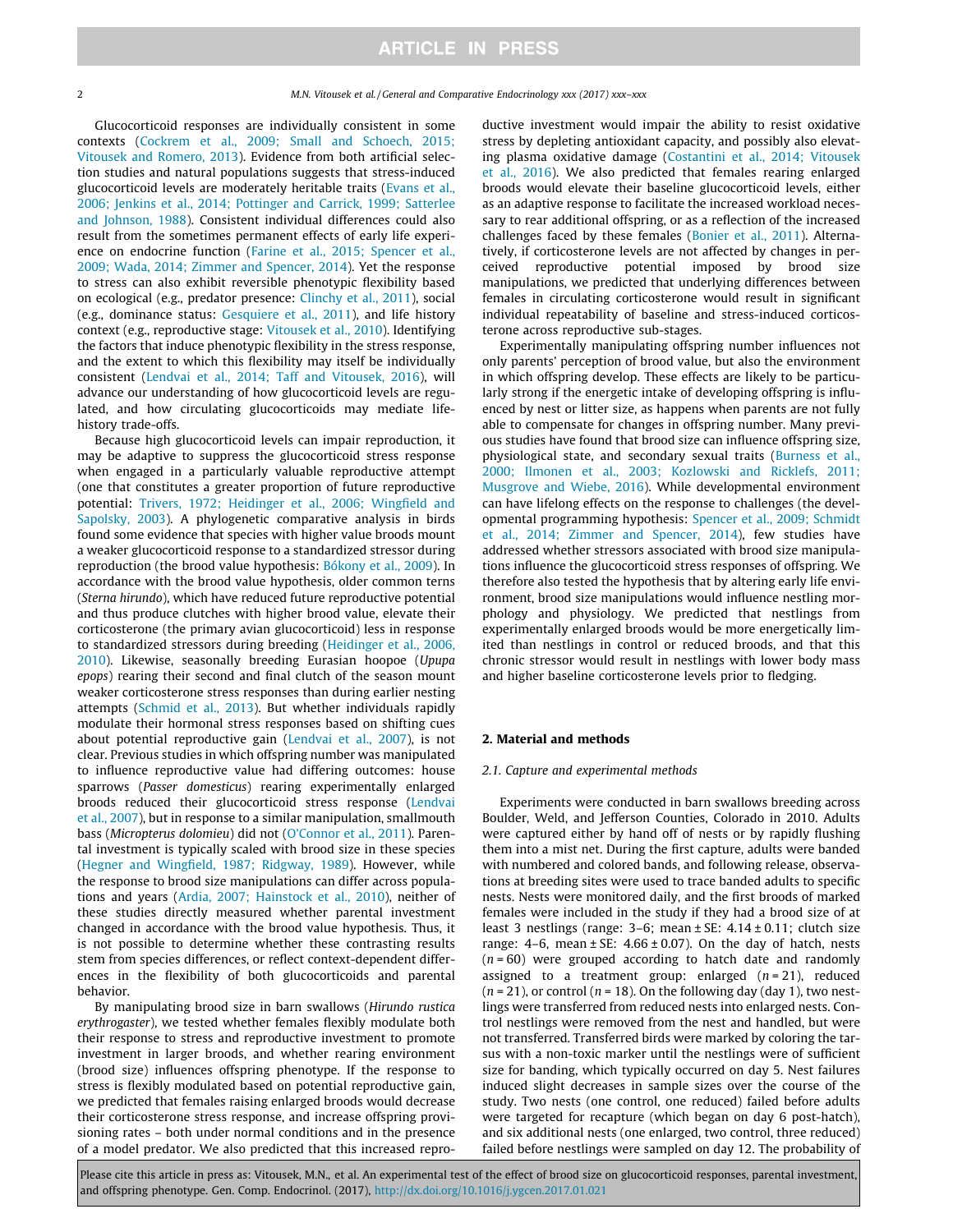Glucocorticoid responses are individually consistent in some contexts (Cockrem et al., 2009; Small and Schoech, 2015; Vitousek and Romero, 2013). Evidence from both artificial selection studies and natural populations suggests that stress-induced glucocorticoid levels are moderately heritable traits (Evans et al., 2006; Jenkins et al., 2014; Pottinger and Carrick, 1999; Satterlee and Johnson, 1988). Consistent individual differences could also result from the sometimes permanent effects of early life experience on endocrine function (Farine et al., 2015; Spencer et al., 2009; Wada, 2014; Zimmer and Spencer, 2014). Yet the response to stress can also exhibit reversible phenotypic flexibility based on ecological (e.g., predator presence: Clinchy et al., 2011), social (e.g., dominance status: Gesquiere et al., 2011), and life history context (e.g., reproductive stage: Vitousek et al., 2010). Identifying the factors that induce phenotypic flexibility in the stress response, and the extent to which this flexibility may itself be individually consistent (Lendvai et al., 2014; Taff and Vitousek, 2016), will advance our understanding of how glucocorticoid levels are regulated, and how circulating glucocorticoids may mediate life-history trade-offs.

Because high glucocorticoid levels can impair reproduction, it may be adaptive to suppress the glucocorticoid stress response when engaged in a particularly valuable reproductive attempt (one that constitutes a greater proportion of future reproductive potential: Trivers, 1972; Heidinger et al., 2006; Wingfield and Sapolsky, 2003). A phylogenetic comparative analysis in birds found some evidence that species with higher value broods mount a weaker glucocorticoid response to a standardized stressor during reproduction (the brood value hypothesis: Bókony et al., 2009). In accordance with the brood value hypothesis, older common terns (*Sterna hirundo*), which have reduced future reproductive potential and thus produce clutches with higher brood value, elevate their corticosterone (the primary avian glucocorticoid) less in response to standardized stressors during breeding (Heidinger et al., 2006, 2010). Likewise, seasonally breeding Eurasian hoopoe (*Upupa epops*) rearing their second and final clutch of the season mount weaker corticosterone stress responses than during earlier nesting attempts (Schmid et al., 2013). But whether individuals rapidly modulate their hormonal stress responses based on shifting cues about potential reproductive gain (Lendvai et al., 2007), is not clear. Previous studies in which offspring number was manipulated to influence reproductive value had differing outcomes: house sparrows (*Passer domesticus*) rearing experimentally enlarged broods reduced their glucocorticoid stress response (Lendvai et al., 2007), but in response to a similar manipulation, smallmouth bass (*Micropterus dolomieu*) did not (O'Connor et al., 2011). Parental investment is typically scaled with brood size in these species (Hegner and Wingfield, 1987; Ridgway, 1989). However, while the response to brood size manipulations can differ across populations and years (Ardia, 2007; Hainstock et al., 2010), neither of these studies directly measured whether parental investment changed in accordance with the brood value hypothesis. Thus, it is not possible to determine whether these contrasting results stem from species differences, or reflect context-dependent differences in the flexibility of both glucocorticoids and parental behavior.

By manipulating brood size in barn swallows (*Hirundo rustica erythrogaster*), we tested whether females flexibly modulate both their response to stress and reproductive investment to promote investment in larger broods, and whether rearing environment (brood size) influences offspring phenotype. If the response to stress is flexibly modulated based on potential reproductive gain, we predicted that females raising enlarged broods would decrease their corticosterone stress response, and increase offspring provisioning rates – both under normal conditions and in the presence of a model predator. We also predicted that this increased reproductive investment would impair the ability to resist oxidative stress by depleting antioxidant capacity, and possibly also elevating plasma oxidative damage (Costantini et al., 2014; Vitousek et al., 2016). We also predicted that females rearing enlarged broods would elevate their baseline glucocorticoid levels, either as an adaptive response to facilitate the increased workload necessary to rear additional offspring, or as a reflection of the increased challenges faced by these females (Bonier et al., 2011). Alternatively, if corticosterone levels are not affected by changes in perceived reproductive potential imposed by brood size manipulations, we predicted that underlying differences between females in circulating corticosterone would result in significant individual repeatability of baseline and stress-induced corticosterone across reproductive sub-stages.

Experimentally manipulating offspring number influences not only parents' perception of brood value, but also the environment in which offspring develop. These effects are likely to be particularly strong if the energetic intake of developing offspring is influenced by nest or litter size, as happens when parents are not fully able to compensate for changes in offspring number. Many previous studies have found that brood size can influence offspring size, physiological state, and secondary sexual traits (Burness et al., 2000; Ilmonen et al., 2003; Kozlowski and Ricklefs, 2011; Musgrove and Wiebe, 2016). While developmental environment can have lifelong effects on the response to challenges (the developmental programming hypothesis: Spencer et al., 2009; Schmidt et al., 2014; Zimmer and Spencer, 2014), few studies have addressed whether stressors associated with brood size manipulations influence the glucocorticoid stress responses of offspring. We therefore also tested the hypothesis that by altering early life environment, brood size manipulations would influence nestling morphology and physiology. We predicted that nestlings from experimentally enlarged broods would be more energetically limited than nestlings in control or reduced broods, and that this chronic stressor would result in nestlings with lower body mass and higher baseline corticosterone levels prior to fledging.

## 2. Material and methods

### 2.1. Capture and experimental methods

Experiments were conducted in barn swallows breeding across Boulder, Weld, and Jefferson Counties, Colorado in 2010. Adults were captured either by hand off of nests or by rapidly flushing them into a mist net. During the first capture, adults were banded with numbered and colored bands, and following release, observations at breeding sites were used to trace banded adults to specific nests. Nests were monitored daily, and the first broods of marked females were included in the study if they had a brood size of at least 3 nestlings (range: 3–6; mean ± SE: 4.14 ± 0.11; clutch size range: 4–6, mean ± SE: 4.66 ± 0.07). On the day of hatch, nests ($n = 60$) were grouped according to hatch date and randomly assigned to a treatment group: enlarged ($n = 21$), reduced ($n = 21$), or control ($n = 18$). On the following day (day 1), two nestlings were transferred from reduced nests into enlarged nests. Control nestlings were removed from the nest and handled, but were not transferred. Transferred birds were marked by coloring the tarsus with a non-toxic marker until the nestlings were of sufficient size for banding, which typically occurred on day 5. Nest failures induced slight decreases in sample sizes over the course of the study. Two nests (one control, one reduced) failed before adults were targeted for recapture (which began on day 6 post-hatch), and six additional nests (one enlarged, two control, three reduced) failed before nestlings were sampled on day 12. The probability of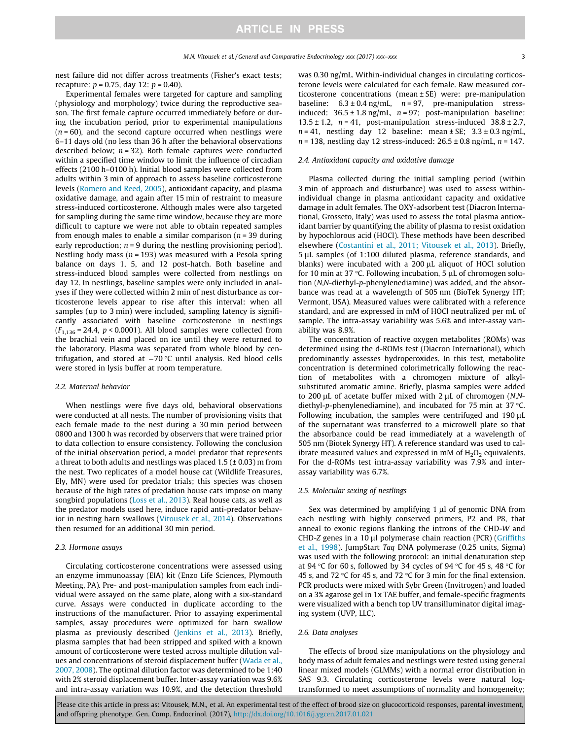nest failure did not differ across treatments (Fisher's exact tests; recapture: $p = 0.75$, day 12: $p = 0.40$).

Experimental females were targeted for capture and sampling (physiology and morphology) twice during the reproductive season. The first female capture occurred immediately before or during the incubation period, prior to experimental manipulations ($n = 60$), and the second capture occurred when nestlings were 6–11 days old (no less than 36 h after the behavioral observations described below; $n = 32$). Both female captures were conducted within a specified time window to limit the influence of circadian effects (2100 h–0100 h). Initial blood samples were collected from adults within 3 min of approach to assess baseline corticosterone levels (Romero and Reed, 2005), antioxidant capacity, and plasma oxidative damage, and again after 15 min of restraint to measure stress-induced corticosterone. Although males were also targeted for sampling during the same time window, because they are more difficult to capture we were not able to obtain repeated samples from enough males to enable a similar comparison ($n = 39$ during early reproduction; $n = 9$ during the nestling provisioning period). Nestling body mass ($n = 193$) was measured with a Pesola spring balance on days 1, 5, and 12 post-hatch. Both baseline and stress-induced blood samples were collected from nestlings on day 12. In nestlings, baseline samples were only included in analyses if they were collected within 2 min of nest disturbance as corticosterone levels appear to rise after this interval: when all samples (up to 3 min) were included, sampling latency is significantly associated with baseline corticosterone in nestlings ($F_{1,136} = 24.4$, $p < 0.0001$). All blood samples were collected from the brachial vein and placed on ice until they were returned to the laboratory. Plasma was separated from whole blood by centrifugation, and stored at $-70\,°C$ until analysis. Red blood cells were stored in lysis buffer at room temperature.

### 2.2. Maternal behavior

When nestlings were five days old, behavioral observations were conducted at all nests. The number of provisioning visits that each female made to the nest during a 30 min period between 0800 and 1300 h was recorded by observers that were trained prior to data collection to ensure consistency. Following the conclusion of the initial observation period, a model predator that represents a threat to both adults and nestlings was placed 1.5 (± 0.03) m from the nest. Two replicates of a model house cat (Wildlife Treasures, Ely, MN) were used for predator trials; this species was chosen because of the high rates of predation house cats impose on many songbird populations (Loss et al., 2013). Real house cats, as well as the predator models used here, induce rapid anti-predator behavior in nesting barn swallows (Vitousek et al., 2014). Observations then resumed for an additional 30 min period.

### 2.3. Hormone assays

Circulating corticosterone concentrations were assessed using an enzyme immunoassay (EIA) kit (Enzo Life Sciences, Plymouth Meeting, PA). Pre- and post-manipulation samples from each individual were assayed on the same plate, along with a six-standard curve. Assays were conducted in duplicate according to the instructions of the manufacturer. Prior to assaying experimental samples, assay procedures were optimized for barn swallow plasma as previously described (Jenkins et al., 2013). Briefly, plasma samples that had been stripped and spiked with a known amount of corticosterone were tested across multiple dilution values and concentrations of steroid displacement buffer (Wada et al., 2007, 2008). The optimal dilution factor was determined to be 1:40 with 2% steroid displacement buffer. Inter-assay variation was 9.6% and intra-assay variation was 10.9%, and the detection threshold was 0.30 ng/mL. Within-individual changes in circulating corticosterone levels were calculated for each female. Raw measured corticosterone concentrations (mean ± SE) were: pre-manipulation baseline: 6.3 ± 0.4 ng/mL, $n = 97$, pre-manipulation stress-induced: 36.5 ± 1.8 ng/mL, $n = 97$; post-manipulation baseline: 13.5 ± 1.2, $n = 41$, post-manipulation stress-induced 38.8 ± 2.7, $n = 41$, nestling day 12 baseline: mean ± SE; 3.3 ± 0.3 ng/mL, $n = 138$, nestling day 12 stress-induced: 26.5 ± 0.8 ng/mL, $n = 147$.

### 2.4. Antioxidant capacity and oxidative damage

Plasma collected during the initial sampling period (within 3 min of approach and disturbance) was used to assess within-individual change in plasma antioxidant capacity and oxidative damage in adult females. The OXY-adsorbent test (Diacron International, Grosseto, Italy) was used to assess the total plasma antioxidant barrier by quantifying the ability of plasma to resist oxidation by hypochlorous acid (HOCl). These methods have been described elsewhere (Costantini et al., 2011; Vitousek et al., 2013). Briefly, 5 μL samples (of 1:100 diluted plasma, reference standards, and blanks) were incubated with a 200 μL aliquot of HOCl solution for 10 min at 37 °C. Following incubation, 5 μL of chromogen solution (*N*,*N*-diethyl-*p*-phenylenediamine) was added, and the absorbance was read at a wavelength of 505 nm (BioTek Synergy HT; Vermont, USA). Measured values were calibrated with a reference standard, and are expressed in mM of HOCl neutralized per mL of sample. The intra-assay variability was 5.6% and inter-assay variability was 8.9%.

The concentration of reactive oxygen metabolites (ROMs) was determined using the d-ROMs test (Diacron International), which predominantly assesses hydroperoxides. In this test, metabolite concentration is determined colorimetrically following the reaction of metabolites with a chromogen mixture of alkyl-substituted aromatic amine. Briefly, plasma samples were added to 200 μL of acetate buffer mixed with 2 μL of chromogen (*N*,*N*-diethyl-*p*-phenylenediamine), and incubated for 75 min at 37 °C. Following incubation, the samples were centrifuged and 190 μL of the supernatant was transferred to a microwell plate so that the absorbance could be read immediately at a wavelength of 505 nm (Biotek Synergy HT). A reference standard was used to calibrate measured values and expressed in mM of $H_2O_2$ equivalents. For the d-ROMs test intra-assay variability was 7.9% and inter-assay variability was 6.7%.

### 2.5. Molecular sexing of nestlings

Sex was determined by amplifying 1 μl of genomic DNA from each nestling with highly conserved primers, P2 and P8, that anneal to exonic regions flanking the introns of the CHD-*W* and CHD-*Z* genes in a 10 μl polymerase chain reaction (PCR) (Griffiths et al., 1998). JumpStart *Taq* DNA polymerase (0.25 units, Sigma) was used with the following protocol: an initial denaturation step at 94 °C for 60 s, followed by 34 cycles of 94 °C for 45 s, 48 °C for 45 s, and 72 °C for 45 s, and 72 °C for 3 min for the final extension. PCR products were mixed with Sybr Green (Invitrogen) and loaded on a 3% agarose gel in 1x TAE buffer, and female-specific fragments were visualized with a bench top UV transilluminator digital imaging system (UVP, LLC).

### 2.6. Data analyses

The effects of brood size manipulations on the physiology and body mass of adult females and nestlings were tested using general linear mixed models (GLMMs) with a normal error distribution in SAS 9.3. Circulating corticosterone levels were natural log-transformed to meet assumptions of normality and homogeneity;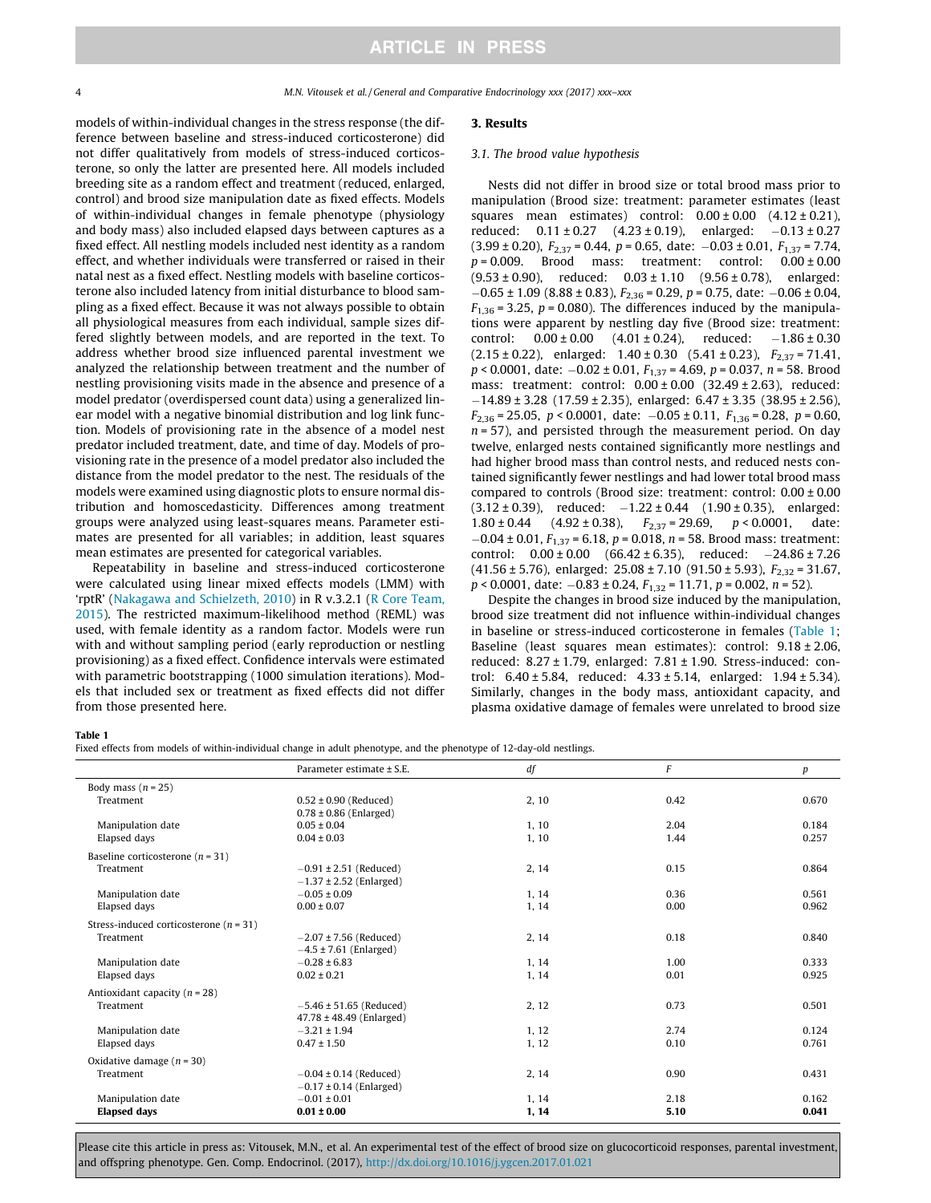models of within-individual changes in the stress response (the difference between baseline and stress-induced corticosterone) did not differ qualitatively from models of stress-induced corticosterone, so only the latter are presented here. All models included breeding site as a random effect and treatment (reduced, enlarged, control) and brood size manipulation date as fixed effects. Models of within-individual changes in female phenotype (physiology and body mass) also included elapsed days between captures as a fixed effect. All nestling models included nest identity as a random effect, and whether individuals were transferred or raised in their natal nest as a fixed effect. Nestling models with baseline corticosterone also included latency from initial disturbance to blood sampling as a fixed effect. Because it was not always possible to obtain all physiological measures from each individual, sample sizes differed slightly between models, and are reported in the text. To address whether brood size influenced parental investment we analyzed the relationship between treatment and the number of nestling provisioning visits made in the absence and presence of a model predator (overdispersed count data) using a generalized linear model with a negative binomial distribution and log link function. Models of provisioning rate in the absence of a model nest predator included treatment, date, and time of day. Models of provisioning rate in the presence of a model predator also included the distance from the model predator to the nest. The residuals of the models were examined using diagnostic plots to ensure normal distribution and homoscedasticity. Differences among treatment groups were analyzed using least-squares means. Parameter estimates are presented for all variables; in addition, least squares mean estimates are presented for categorical variables.

Repeatability in baseline and stress-induced corticosterone were calculated using linear mixed effects models (LMM) with 'rptR' (Nakagawa and Schielzeth, 2010) in R v.3.2.1 (R Core Team, 2015). The restricted maximum-likelihood method (REML) was used, with female identity as a random factor. Models were run with and without sampling period (early reproduction or nestling provisioning) as a fixed effect. Confidence intervals were estimated with parametric bootstrapping (1000 simulation iterations). Models that included sex or treatment as fixed effects did not differ from those presented here.

## 3. Results

### 3.1. The brood value hypothesis

Nests did not differ in brood size or total brood mass prior to manipulation (Brood size: treatment: parameter estimates (least squares mean estimates) control: 0.00 ± 0.00 (4.12 ± 0.21), reduced: 0.11 ± 0.27 (4.23 ± 0.19), enlarged: −0.13 ± 0.27 (3.99 ± 0.20), $F_{2,37} = 0.44$, $p = 0.65$, date: −0.03 ± 0.01, $F_{1,37} = 7.74$, $p = 0.009$. Brood mass: treatment: control: 0.00 ± 0.00 (9.53 ± 0.90), reduced: 0.03 ± 1.10 (9.56 ± 0.78), enlarged: −0.65 ± 1.09 (8.88 ± 0.83), $F_{2,36} = 0.29$, $p = 0.75$, date: −0.06 ± 0.04, $F_{1,36} = 3.25$, $p = 0.080$). The differences induced by the manipulations were apparent by nestling day five (Brood size: treatment: control: 0.00 ± 0.00 (4.01 ± 0.24), reduced: −1.86 ± 0.30 (2.15 ± 0.22), enlarged: 1.40 ± 0.30 (5.41 ± 0.23), $F_{2,37} = 71.41$, $p < 0.0001$, date: −0.02 ± 0.01, $F_{1,37} = 4.69$, $p = 0.037$, $n = 58$. Brood mass: treatment: control: 0.00 ± 0.00 (32.49 ± 2.63), reduced: −14.89 ± 3.28 (17.59 ± 2.35), enlarged: 6.47 ± 3.35 (38.95 ± 2.56), $F_{2,36} = 25.05$, $p < 0.0001$, date: −0.05 ± 0.11, $F_{1,36} = 0.28$, $p = 0.60$, $n = 57$), and persisted through the measurement period. On day twelve, enlarged nests contained significantly more nestlings and had higher brood mass than control nests, and reduced nests contained significantly fewer nestlings and had lower total brood mass compared to controls (Brood size: treatment: control: 0.00 ± 0.00 (3.12 ± 0.39), reduced: −1.22 ± 0.44 (1.90 ± 0.35), enlarged: 1.80 ± 0.44 (4.92 ± 0.38), $F_{2,37} = 29.69$, $p < 0.0001$, date: −0.04 ± 0.01, $F_{1,37} = 6.18$, $p = 0.018$, $n = 58$. Brood mass: treatment: control: 0.00 ± 0.00 (66.42 ± 6.35), reduced: −24.86 ± 7.26 (41.56 ± 5.76), enlarged: 25.08 ± 7.10 (91.50 ± 5.93), $F_{2,32} = 31.67$, $p < 0.0001$, date: −0.83 ± 0.24, $F_{1,32} = 11.71$, $p = 0.002$, $n = 52$).

Despite the changes in brood size induced by the manipulation, brood size treatment did not influence within-individual changes in baseline or stress-induced corticosterone in females (Table 1; Baseline (least squares mean estimates): control: 9.18 ± 2.06, reduced: 8.27 ± 1.79, enlarged: 7.81 ± 1.90. Stress-induced: control: 6.40 ± 5.84, reduced: 4.33 ± 5.14, enlarged: 1.94 ± 5.34). Similarly, changes in the body mass, antioxidant capacity, and plasma oxidative damage of females were unrelated to brood size

**Table 1**
Fixed effects from models of within-individual change in adult phenotype, and the phenotype of 12-day-old nestlings.

| | Parameter estimate ± S.E. | df | F | p |
|---|---|---|---|---|
| Body mass ($n = 25$) | | | | |
| Treatment | 0.52 ± 0.90 (Reduced)<br>0.78 ± 0.86 (Enlarged) | 2, 10 | 0.42 | 0.670 |
| Manipulation date | 0.05 ± 0.04 | 1, 10 | 2.04 | 0.184 |
| Elapsed days | 0.04 ± 0.03 | 1, 10 | 1.44 | 0.257 |
| Baseline corticosterone ($n = 31$) | | | | |
| Treatment | −0.91 ± 2.51 (Reduced)<br>−1.37 ± 2.52 (Enlarged) | 2, 14 | 0.15 | 0.864 |
| Manipulation date | −0.05 ± 0.09 | 1, 14 | 0.36 | 0.561 |
| Elapsed days | 0.00 ± 0.07 | 1, 14 | 0.00 | 0.962 |
| Stress-induced corticosterone ($n = 31$) | | | | |
| Treatment | −2.07 ± 7.56 (Reduced)<br>−4.5 ± 7.61 (Enlarged) | 2, 14 | 0.18 | 0.840 |
| Manipulation date | −0.28 ± 6.83 | 1, 14 | 1.00 | 0.333 |
| Elapsed days | 0.02 ± 0.21 | 1, 14 | 0.01 | 0.925 |
| Antioxidant capacity ($n = 28$) | | | | |
| Treatment | −5.46 ± 51.65 (Reduced)<br>47.78 ± 48.49 (Enlarged) | 2, 12 | 0.73 | 0.501 |
| Manipulation date | −3.21 ± 1.94 | 1, 12 | 2.74 | 0.124 |
| Elapsed days | 0.47 ± 1.50 | 1, 12 | 0.10 | 0.761 |
| Oxidative damage ($n = 30$) | | | | |
| Treatment | −0.04 ± 0.14 (Reduced)<br>−0.17 ± 0.14 (Enlarged) | 2, 14 | 0.90 | 0.431 |
| Manipulation date | −0.01 ± 0.01 | 1, 14 | 2.18 | 0.162 |
| **Elapsed days** | **0.01 ± 0.00** | **1, 14** | **5.10** | **0.041** |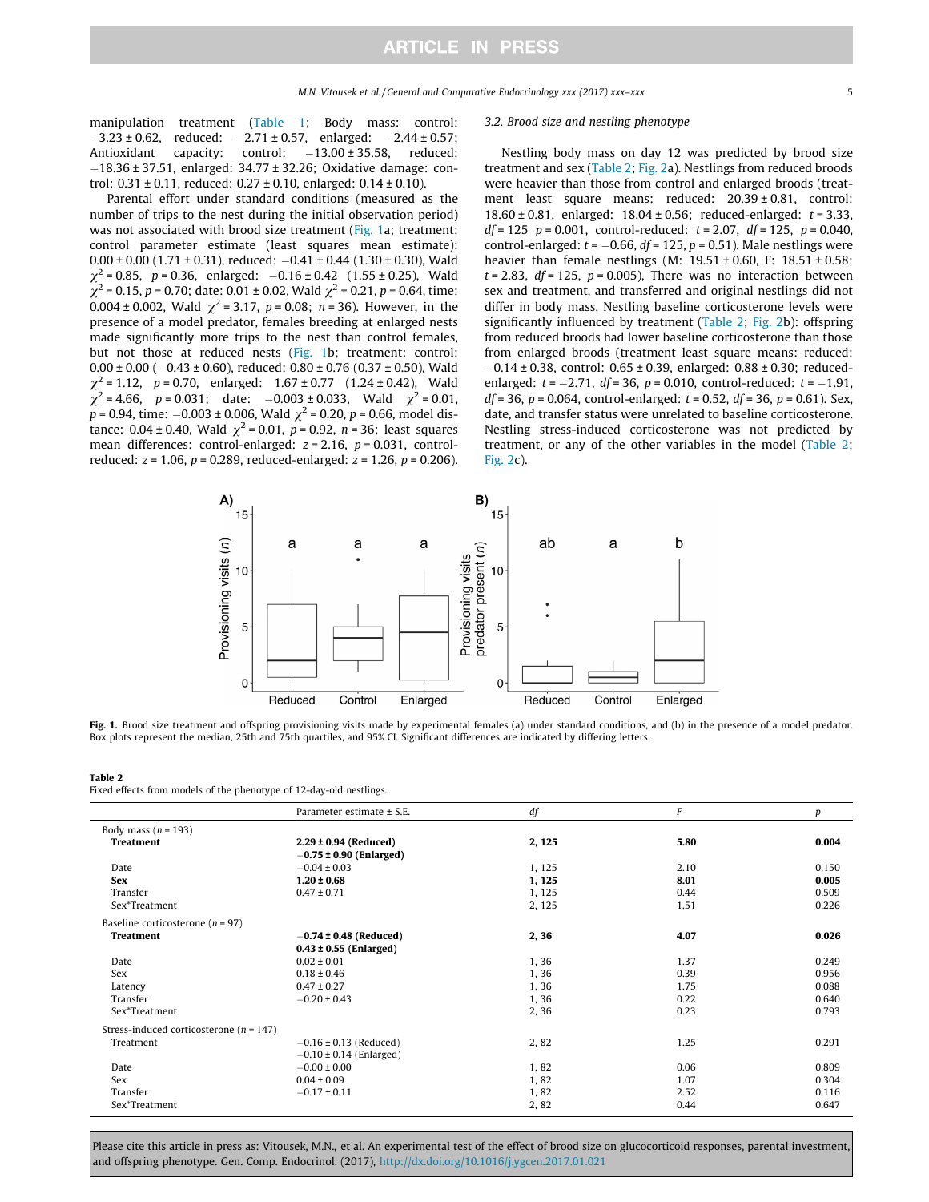manipulation treatment (Table 1; Body mass: control: −3.23 ± 0.62, reduced: −2.71 ± 0.57, enlarged: −2.44 ± 0.57; Antioxidant capacity: control: −13.00 ± 35.58, reduced: −18.36 ± 37.51, enlarged: 34.77 ± 32.26; Oxidative damage: control: 0.31 ± 0.11, reduced: 0.27 ± 0.10, enlarged: 0.14 ± 0.10).

Parental effort under standard conditions (measured as the number of trips to the nest during the initial observation period) was not associated with brood size treatment (Fig. 1a; treatment: control parameter estimate (least squares mean estimate): 0.00 ± 0.00 (1.71 ± 0.31), reduced: −0.41 ± 0.44 (1.30 ± 0.30), Wald $\chi^2$ = 0.85, $p$ = 0.36, enlarged: −0.16 ± 0.42 (1.55 ± 0.25), Wald $\chi^2$ = 0.15, $p$ = 0.70; date: 0.01 ± 0.02, Wald $\chi^2$ = 0.21, $p$ = 0.64, time: 0.004 ± 0.002, Wald $\chi^2$ = 3.17, $p$ = 0.08; $n$ = 36). However, in the presence of a model predator, females breeding at enlarged nests made significantly more trips to the nest than control females, but not those at reduced nests (Fig. 1b; treatment: control: 0.00 ± 0.00 (−0.43 ± 0.60), reduced: 0.80 ± 0.76 (0.37 ± 0.50), Wald $\chi^2$ = 1.12, $p$ = 0.70, enlarged: 1.67 ± 0.77 (1.24 ± 0.42), Wald $\chi^2$ = 4.66, $p$ = 0.031; date: −0.003 ± 0.033, Wald $\chi^2$ = 0.01, $p$ = 0.94, time: −0.003 ± 0.006, Wald $\chi^2$ = 0.20, $p$ = 0.66, model distance: 0.04 ± 0.40, Wald $\chi^2$ = 0.01, $p$ = 0.92, $n$ = 36; least squares mean differences: control-enlarged: $z$ = 2.16, $p$ = 0.031, control-reduced: $z$ = 1.06, $p$ = 0.289, reduced-enlarged: $z$ = 1.26, $p$ = 0.206).

### 3.2. Brood size and nestling phenotype

Nestling body mass on day 12 was predicted by brood size treatment and sex (Table 2; Fig. 2a). Nestlings from reduced broods were heavier than those from control and enlarged broods (treatment least square means: reduced: 20.39 ± 0.81, control: 18.60 ± 0.81, enlarged: 18.04 ± 0.56; reduced-enlarged: $t$ = 3.33, $df$ = 125 $p$ = 0.001, control-reduced: $t$ = 2.07, $df$ = 125, $p$ = 0.040, control-enlarged: $t$ = −0.66, $df$ = 125, $p$ = 0.51). Male nestlings were heavier than female nestlings (M: 19.51 ± 0.60, F: 18.51 ± 0.58; $t$ = 2.83, $df$ = 125, $p$ = 0.005), There was no interaction between sex and treatment, and transferred and original nestlings did not differ in body mass. Nestling baseline corticosterone levels were significantly influenced by treatment (Table 2; Fig. 2b): offspring from reduced broods had lower baseline corticosterone than those from enlarged broods (treatment least square means: reduced: −0.14 ± 0.38, control: 0.65 ± 0.39, enlarged: 0.88 ± 0.30; reduced-enlarged: $t$ = −2.71, $df$ = 36, $p$ = 0.010, control-reduced: $t$ = −1.91, $df$ = 36, $p$ = 0.064, control-enlarged: $t$ = 0.52, $df$ = 36, $p$ = 0.61). Sex, date, and transfer status were unrelated to baseline corticosterone. Nestling stress-induced corticosterone was not predicted by treatment, or any of the other variables in the model (Table 2; Fig. 2c).

**Fig. 1.** Brood size treatment and offspring provisioning visits made by experimental females (a) under standard conditions, and (b) in the presence of a model predator. Box plots represent the median, 25th and 75th quartiles, and 95% CI. Significant differences are indicated by differing letters.

**Table 2**
Fixed effects from models of the phenotype of 12-day-old nestlings.

| | Parameter estimate ± S.E. | df | F | p |
|---|---|---|---|---|
| Body mass ($n$ = 193) | | | | |
| **Treatment** | **2.29 ± 0.94 (Reduced)** **−0.75 ± 0.90 (Enlarged)** | **2, 125** | **5.80** | **0.004** |
| Date | −0.04 ± 0.03 | 1, 125 | 2.10 | 0.150 |
| **Sex** | **1.20 ± 0.68** | **1, 125** | **8.01** | **0.005** |
| Transfer | 0.47 ± 0.71 | 1, 125 | 0.44 | 0.509 |
| Sex*Treatment | | 2, 125 | 1.51 | 0.226 |
| Baseline corticosterone ($n$ = 97) | | | | |
| **Treatment** | **−0.74 ± 0.48 (Reduced)** **0.43 ± 0.55 (Enlarged)** | **2, 36** | **4.07** | **0.026** |
| Date | 0.02 ± 0.01 | 1, 36 | 1.37 | 0.249 |
| Sex | 0.18 ± 0.46 | 1, 36 | 0.39 | 0.956 |
| Latency | 0.47 ± 0.27 | 1, 36 | 1.75 | 0.088 |
| Transfer | −0.20 ± 0.43 | 1, 36 | 0.22 | 0.640 |
| Sex*Treatment | | 2, 36 | 0.23 | 0.793 |
| Stress-induced corticosterone ($n$ = 147) | | | | |
| Treatment | −0.16 ± 0.13 (Reduced) −0.10 ± 0.14 (Enlarged) | 2, 82 | 1.25 | 0.291 |
| Date | −0.00 ± 0.00 | 1, 82 | 0.06 | 0.809 |
| Sex | 0.04 ± 0.09 | 1, 82 | 1.07 | 0.304 |
| Transfer | −0.17 ± 0.11 | 1, 82 | 2.52 | 0.116 |
| Sex*Treatment | | 2, 82 | 0.44 | 0.647 |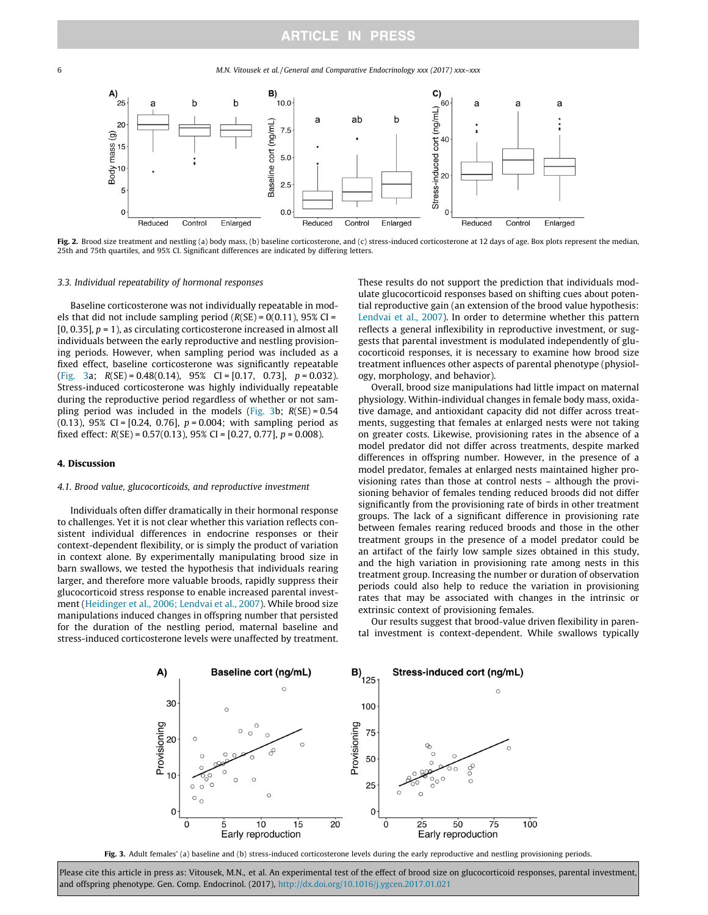Fig. 2. Brood size treatment and nestling (a) body mass, (b) baseline corticosterone, and (c) stress-induced corticosterone at 12 days of age. Box plots represent the median, 25th and 75th quartiles, and 95% CI. Significant differences are indicated by differing letters.

### 3.3. Individual repeatability of hormonal responses

Baseline corticosterone was not individually repeatable in models that did not include sampling period ($R$(SE) = 0(0.11), 95% CI = [0, 0.35], $p = 1$), as circulating corticosterone increased in almost all individuals between the early reproductive and nestling provisioning periods. However, when sampling period was included as a fixed effect, baseline corticosterone was significantly repeatable (Fig. 3a; $R$(SE) = 0.48(0.14), 95% CI = [0.17, 0.73], $p = 0.032$). Stress-induced corticosterone was highly individually repeatable during the reproductive period regardless of whether or not sampling period was included in the models (Fig. 3b; $R$(SE) = 0.54 (0.13), 95% CI = [0.24, 0.76], $p = 0.004$; with sampling period as fixed effect: $R$(SE) = 0.57(0.13), 95% CI = [0.27, 0.77], $p = 0.008$).

## 4. Discussion

### 4.1. Brood value, glucocorticoids, and reproductive investment

Individuals often differ dramatically in their hormonal response to challenges. Yet it is not clear whether this variation reflects consistent individual differences in endocrine responses or their context-dependent flexibility, or is simply the product of variation in context alone. By experimentally manipulating brood size in barn swallows, we tested the hypothesis that individuals rearing larger, and therefore more valuable broods, rapidly suppress their glucocorticoid stress response to enable increased parental investment (Heidinger et al., 2006; Lendvai et al., 2007). While brood size manipulations induced changes in offspring number that persisted for the duration of the nestling period, maternal baseline and stress-induced corticosterone levels were unaffected by treatment. These results do not support the prediction that individuals modulate glucocorticoid responses based on shifting cues about potential reproductive gain (an extension of the brood value hypothesis: Lendvai et al., 2007). In order to determine whether this pattern reflects a general inflexibility in reproductive investment, or suggests that parental investment is modulated independently of glucocorticoid responses, it is necessary to examine how brood size treatment influences other aspects of parental phenotype (physiology, morphology, and behavior).

Overall, brood size manipulations had little impact on maternal physiology. Within-individual changes in female body mass, oxidative damage, and antioxidant capacity did not differ across treatments, suggesting that females at enlarged nests were not taking on greater costs. Likewise, provisioning rates in the absence of a model predator did not differ across treatments, despite marked differences in offspring number. However, in the presence of a model predator, females at enlarged nests maintained higher provisioning rates than those at control nests – although the provisioning behavior of females tending reduced broods did not differ significantly from the provisioning rate of birds in other treatment groups. The lack of a significant difference in provisioning rate between females rearing reduced broods and those in the other treatment groups in the presence of a model predator could be an artifact of the fairly low sample sizes obtained in this study, and the high variation in provisioning rate among nests in this treatment group. Increasing the number or duration of observation periods could also help to reduce the variation in provisioning rates that may be associated with changes in the intrinsic or extrinsic context of provisioning females.

Our results suggest that brood-value driven flexibility in parental investment is context-dependent. While swallows typically

Fig. 3. Adult females' (a) baseline and (b) stress-induced corticosterone levels during the early reproductive and nestling provisioning periods.

Please cite this article in press as: Vitousek, M.N., et al. An experimental test of the effect of brood size on glucocorticoid responses, parental investment, and offspring phenotype. Gen. Comp. Endocrinol. (2017), http://dx.doi.org/10.1016/j.ygcen.2017.01.021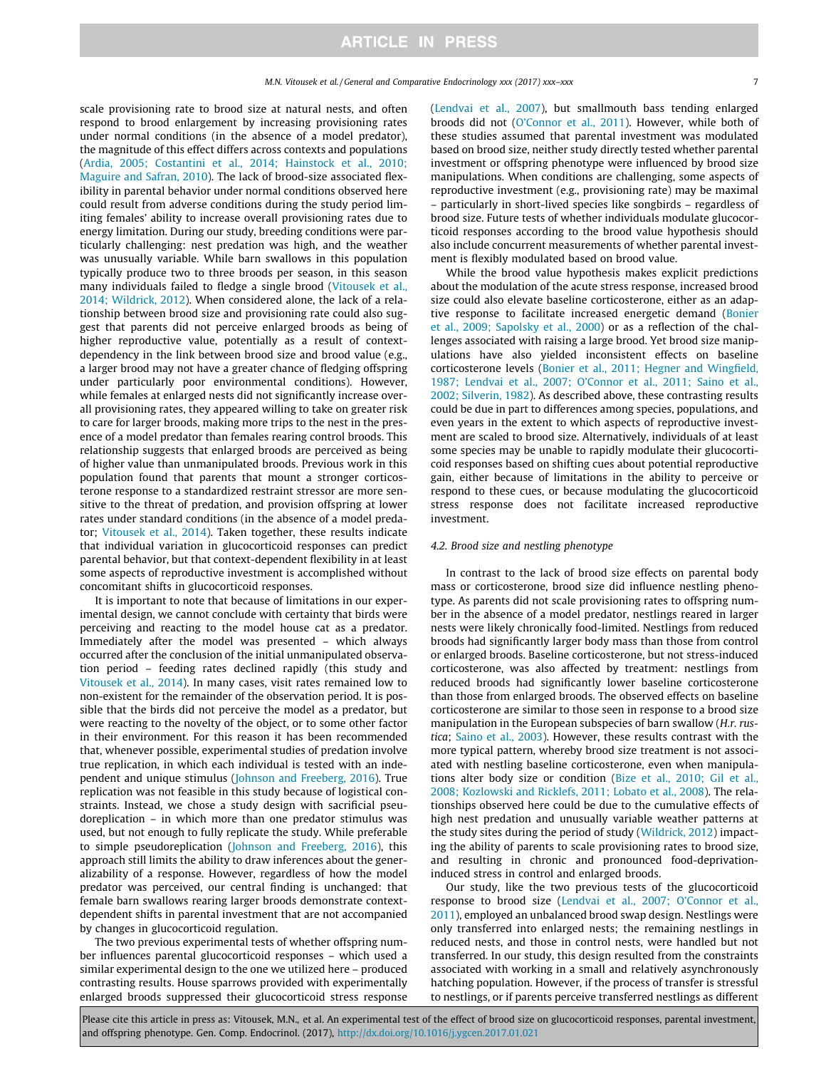scale provisioning rate to brood size at natural nests, and often respond to brood enlargement by increasing provisioning rates under normal conditions (in the absence of a model predator), the magnitude of this effect differs across contexts and populations (Ardia, 2005; Costantini et al., 2014; Hainstock et al., 2010; Maguire and Safran, 2010). The lack of brood-size associated flexibility in parental behavior under normal conditions observed here could result from adverse conditions during the study period limiting females' ability to increase overall provisioning rates due to energy limitation. During our study, breeding conditions were particularly challenging: nest predation was high, and the weather was unusually variable. While barn swallows in this population typically produce two to three broods per season, in this season many individuals failed to fledge a single brood (Vitousek et al., 2014; Wildrick, 2012). When considered alone, the lack of a relationship between brood size and provisioning rate could also suggest that parents did not perceive enlarged broods as being of higher reproductive value, potentially as a result of context-dependency in the link between brood size and brood value (e.g., a larger brood may not have a greater chance of fledging offspring under particularly poor environmental conditions). However, while females at enlarged nests did not significantly increase overall provisioning rates, they appeared willing to take on greater risk to care for larger broods, making more trips to the nest in the presence of a model predator than females rearing control broods. This relationship suggests that enlarged broods are perceived as being of higher value than unmanipulated broods. Previous work in this population found that parents that mount a stronger corticosterone response to a standardized restraint stressor are more sensitive to the threat of predation, and provision offspring at lower rates under standard conditions (in the absence of a model predator; Vitousek et al., 2014). Taken together, these results indicate that individual variation in glucocorticoid responses can predict parental behavior, but that context-dependent flexibility in at least some aspects of reproductive investment is accomplished without concomitant shifts in glucocorticoid responses.

It is important to note that because of limitations in our experimental design, we cannot conclude with certainty that birds were perceiving and reacting to the model house cat as a predator. Immediately after the model was presented – which always occurred after the conclusion of the initial unmanipulated observation period – feeding rates declined rapidly (this study and Vitousek et al., 2014). In many cases, visit rates remained low to non-existent for the remainder of the observation period. It is possible that the birds did not perceive the model as a predator, but were reacting to the novelty of the object, or to some other factor in their environment. For this reason it has been recommended that, whenever possible, experimental studies of predation involve true replication, in which each individual is tested with an independent and unique stimulus (Johnson and Freeberg, 2016). True replication was not feasible in this study because of logistical constraints. Instead, we chose a study design with sacrificial pseudoreplication – in which more than one predator stimulus was used, but not enough to fully replicate the study. While preferable to simple pseudoreplication (Johnson and Freeberg, 2016), this approach still limits the ability to draw inferences about the generalizability of a response. However, regardless of how the model predator was perceived, our central finding is unchanged: that female barn swallows rearing larger broods demonstrate context-dependent shifts in parental investment that are not accompanied by changes in glucocorticoid regulation.

The two previous experimental tests of whether offspring number influences parental glucocorticoid responses – which used a similar experimental design to the one we utilized here – produced contrasting results. House sparrows provided with experimentally enlarged broods suppressed their glucocorticoid stress response (Lendvai et al., 2007), but smallmouth bass tending enlarged broods did not (O'Connor et al., 2011). However, while both of these studies assumed that parental investment was modulated based on brood size, neither study directly tested whether parental investment or offspring phenotype were influenced by brood size manipulations. When conditions are challenging, some aspects of reproductive investment (e.g., provisioning rate) may be maximal – particularly in short-lived species like songbirds – regardless of brood size. Future tests of whether individuals modulate glucocorticoid responses according to the brood value hypothesis should also include concurrent measurements of whether parental investment is flexibly modulated based on brood value.

While the brood value hypothesis makes explicit predictions about the modulation of the acute stress response, increased brood size could also elevate baseline corticosterone, either as an adaptive response to facilitate increased energetic demand (Bonier et al., 2009; Sapolsky et al., 2000) or as a reflection of the challenges associated with raising a large brood. Yet brood size manipulations have also yielded inconsistent effects on baseline corticosterone levels (Bonier et al., 2011; Hegner and Wingfield, 1987; Lendvai et al., 2007; O'Connor et al., 2011; Saino et al., 2002; Silverin, 1982). As described above, these contrasting results could be due in part to differences among species, populations, and even years in the extent to which aspects of reproductive investment are scaled to brood size. Alternatively, individuals of at least some species may be unable to rapidly modulate their glucocorticoid responses based on shifting cues about potential reproductive gain, either because of limitations in the ability to perceive or respond to these cues, or because modulating the glucocorticoid stress response does not facilitate increased reproductive investment.

### 4.2. Brood size and nestling phenotype

In contrast to the lack of brood size effects on parental body mass or corticosterone, brood size did influence nestling phenotype. As parents did not scale provisioning rates to offspring number in the absence of a model predator, nestlings reared in larger nests were likely chronically food-limited. Nestlings from reduced broods had significantly larger body mass than those from control or enlarged broods. Baseline corticosterone, but not stress-induced corticosterone, was also affected by treatment: nestlings from reduced broods had significantly lower baseline corticosterone than those from enlarged broods. The observed effects on baseline corticosterone are similar to those seen in response to a brood size manipulation in the European subspecies of barn swallow (*H.r. rustica*; Saino et al., 2003). However, these results contrast with the more typical pattern, whereby brood size treatment is not associated with nestling baseline corticosterone, even when manipulations alter body size or condition (Bize et al., 2010; Gil et al., 2008; Kozlowski and Ricklefs, 2011; Lobato et al., 2008). The relationships observed here could be due to the cumulative effects of high nest predation and unusually variable weather patterns at the study sites during the period of study (Wildrick, 2012) impacting the ability of parents to scale provisioning rates to brood size, and resulting in chronic and pronounced food-deprivation-induced stress in control and enlarged broods.

Our study, like the two previous tests of the glucocorticoid response to brood size (Lendvai et al., 2007; O'Connor et al., 2011), employed an unbalanced brood swap design. Nestlings were only transferred into enlarged nests; the remaining nestlings in reduced nests, and those in control nests, were handled but not transferred. In our study, this design resulted from the constraints associated with working in a small and relatively asynchronously hatching population. However, if the process of transfer is stressful to nestlings, or if parents perceive transferred nestlings as different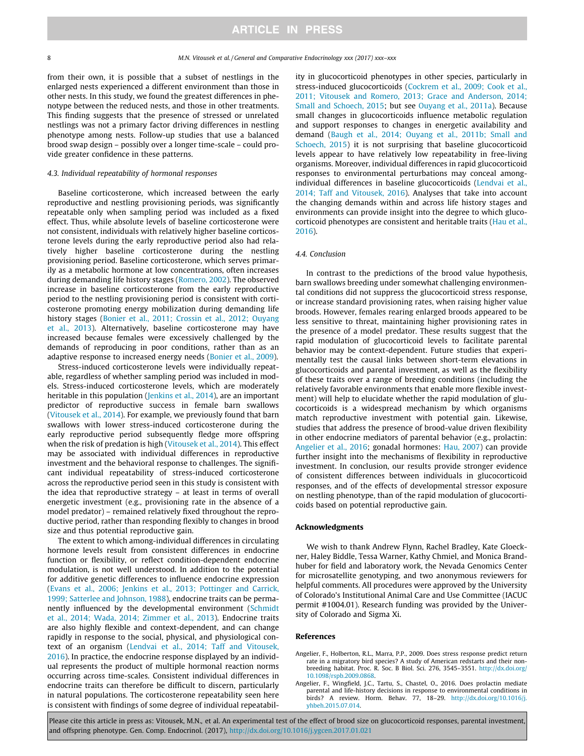from their own, it is possible that a subset of nestlings in the enlarged nests experienced a different environment than those in other nests. In this study, we found the greatest differences in phenotype between the reduced nests, and those in other treatments. This finding suggests that the presence of stressed or unrelated nestlings was not a primary factor driving differences in nestling phenotype among nests. Follow-up studies that use a balanced brood swap design – possibly over a longer time-scale – could provide greater confidence in these patterns.

### 4.3. Individual repeatability of hormonal responses

Baseline corticosterone, which increased between the early reproductive and nestling provisioning periods, was significantly repeatable only when sampling period was included as a fixed effect. Thus, while absolute levels of baseline corticosterone were not consistent, individuals with relatively higher baseline corticosterone levels during the early reproductive period also had relatively higher baseline corticosterone during the nestling provisioning period. Baseline corticosterone, which serves primarily as a metabolic hormone at low concentrations, often increases during demanding life history stages (Romero, 2002). The observed increase in baseline corticosterone from the early reproductive period to the nestling provisioning period is consistent with corticosterone promoting energy mobilization during demanding life history stages (Bonier et al., 2011; Crossin et al., 2012; Ouyang et al., 2013). Alternatively, baseline corticosterone may have increased because females were excessively challenged by the demands of reproducing in poor conditions, rather than as an adaptive response to increased energy needs (Bonier et al., 2009).

Stress-induced corticosterone levels were individually repeatable, regardless of whether sampling period was included in models. Stress-induced corticosterone levels, which are moderately heritable in this population (Jenkins et al., 2014), are an important predictor of reproductive success in female barn swallows (Vitousek et al., 2014). For example, we previously found that barn swallows with lower stress-induced corticosterone during the early reproductive period subsequently fledge more offspring when the risk of predation is high (Vitousek et al., 2014). This effect may be associated with individual differences in reproductive investment and the behavioral response to challenges. The significant individual repeatability of stress-induced corticosterone across the reproductive period seen in this study is consistent with the idea that reproductive strategy – at least in terms of overall energetic investment (e.g., provisioning rate in the absence of a model predator) – remained relatively fixed throughout the reproductive period, rather than responding flexibly to changes in brood size and thus potential reproductive gain.

The extent to which among-individual differences in circulating hormone levels result from consistent differences in endocrine function or flexibility, or reflect condition-dependent endocrine modulation, is not well understood. In addition to the potential for additive genetic differences to influence endocrine expression (Evans et al., 2006; Jenkins et al., 2013; Pottinger and Carrick, 1999; Satterlee and Johnson, 1988), endocrine traits can be permanently influenced by the developmental environment (Schmidt et al., 2014; Wada, 2014; Zimmer et al., 2013). Endocrine traits are also highly flexible and context-dependent, and can change rapidly in response to the social, physical, and physiological context of an organism (Lendvai et al., 2014; Taff and Vitousek, 2016). In practice, the endocrine response displayed by an individual represents the product of multiple hormonal reaction norms occurring across time-scales. Consistent individual differences in endocrine traits can therefore be difficult to discern, particularly in natural populations. The corticosterone repeatability seen here is consistent with findings of some degree of individual repeatability in glucocorticoid phenotypes in other species, particularly in stress-induced glucocorticoids (Cockrem et al., 2009; Cook et al., 2011; Vitousek and Romero, 2013; Grace and Anderson, 2014; Small and Schoech, 2015; but see Ouyang et al., 2011a). Because small changes in glucocorticoids influence metabolic regulation and support responses to changes in energetic availability and demand (Baugh et al., 2014; Ouyang et al., 2011b; Small and Schoech, 2015) it is not surprising that baseline glucocorticoid levels appear to have relatively low repeatability in free-living organisms. Moreover, individual differences in rapid glucocorticoid responses to environmental perturbations may conceal among-individual differences in baseline glucocorticoids (Lendvai et al., 2014; Taff and Vitousek, 2016). Analyses that take into account the changing demands within and across life history stages and environments can provide insight into the degree to which glucocorticoid phenotypes are consistent and heritable traits (Hau et al., 2016).

### 4.4. Conclusion

In contrast to the predictions of the brood value hypothesis, barn swallows breeding under somewhat challenging environmental conditions did not suppress the glucocorticoid stress response, or increase standard provisioning rates, when raising higher value broods. However, females rearing enlarged broods appeared to be less sensitive to threat, maintaining higher provisioning rates in the presence of a model predator. These results suggest that the rapid modulation of glucocorticoid levels to facilitate parental behavior may be context-dependent. Future studies that experimentally test the causal links between short-term elevations in glucocorticoids and parental investment, as well as the flexibility of these traits over a range of breeding conditions (including the relatively favorable environments that enable more flexible investment) will help to elucidate whether the rapid modulation of glucocorticoids is a widespread mechanism by which organisms match reproductive investment with potential gain. Likewise, studies that address the presence of brood-value driven flexibility in other endocrine mediators of parental behavior (e.g., prolactin: Angelier et al., 2016; gonadal hormones: Hau, 2007) can provide further insight into the mechanisms of flexibility in reproductive investment. In conclusion, our results provide stronger evidence of consistent differences between individuals in glucocorticoid responses, and of the effects of developmental stressor exposure on nestling phenotype, than of the rapid modulation of glucocorticoids based on potential reproductive gain.

## Acknowledgments

We wish to thank Andrew Flynn, Rachel Bradley, Kate Gloeckner, Haley Biddle, Tessa Warner, Kathy Chmiel, and Monica Brandhuber for field and laboratory work, the Nevada Genomics Center for microsatellite genotyping, and two anonymous reviewers for helpful comments. All procedures were approved by the University of Colorado's Institutional Animal Care and Use Committee (IACUC permit #1004.01). Research funding was provided by the University of Colorado and Sigma Xi.

## References

Angelier, F., Holberton, R.L., Marra, P.P., 2009. Does stress response predict return rate in a migratory bird species? A study of American redstarts and their non-breeding habitat. Proc. R. Soc. B Biol. Sci. 276, 3545–3551. http://dx.doi.org/10.1098/rspb.2009.0868.

Angelier, F., Wingfield, J.C., Tartu, S., Chastel, O., 2016. Does prolactin mediate parental and life-history decisions in response to environmental conditions in birds? A review. Horm. Behav. 77, 18–29. http://dx.doi.org/10.1016/j.yhbeh.2015.07.014.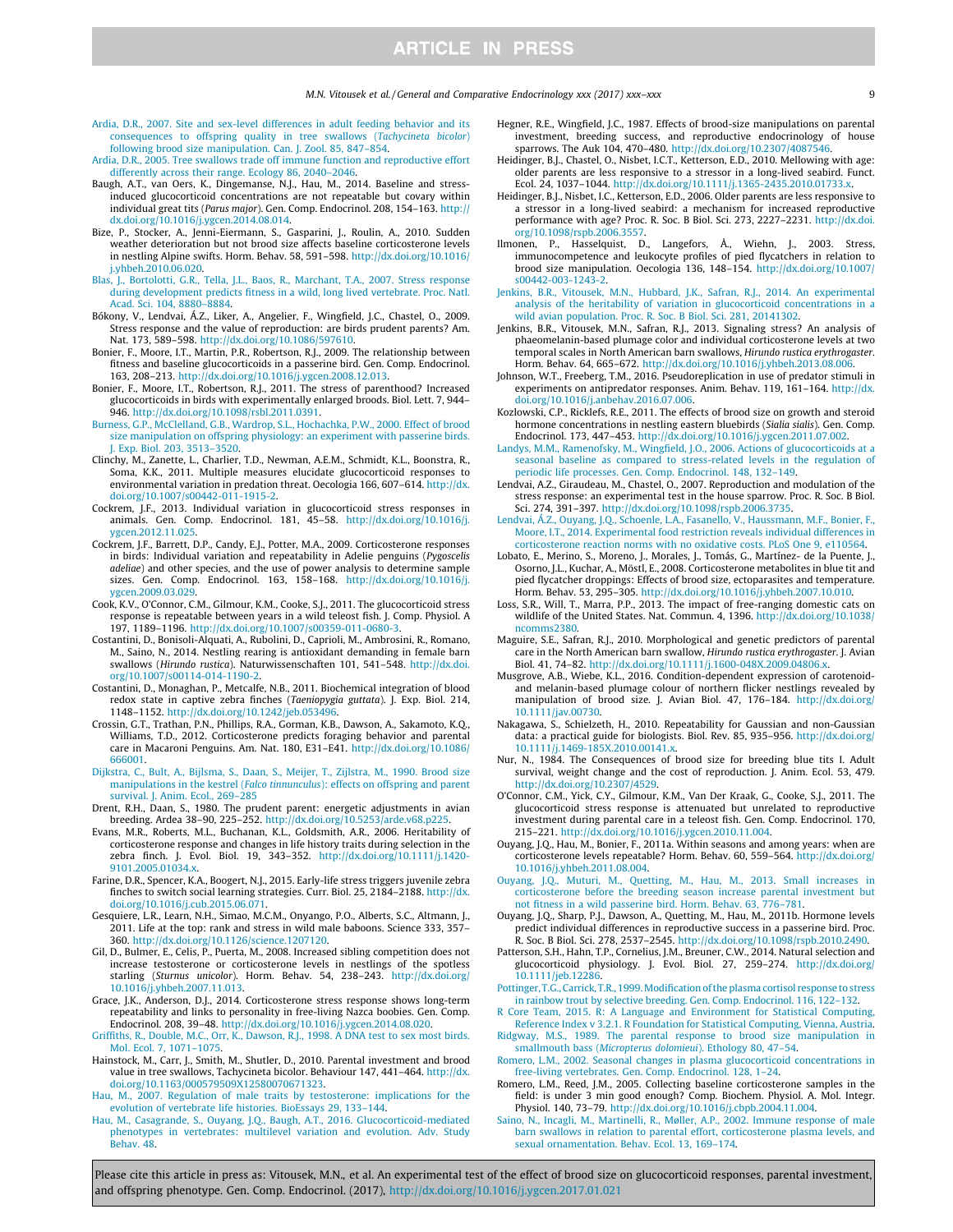Ardia, D.R., 2007. Site and sex-level differences in adult feeding behavior and its consequences to offspring quality in tree swallows (*Tachycineta bicolor*) following brood size manipulation. Can. J. Zool. 85, 847–854.

Ardia, D.R., 2005. Tree swallows trade off immune function and reproductive effort differently across their range. Ecology 86, 2040–2046.

Baugh, A.T., van Oers, K., Dingemanse, N.J., Hau, M., 2014. Baseline and stress-induced glucocorticoid concentrations are not repeatable but covary within individual great tits (*Parus major*). Gen. Comp. Endocrinol. 208, 154–163. http://dx.doi.org/10.1016/j.ygcen.2014.08.014.

Bize, P., Stocker, A., Jenni-Eiermann, S., Gasparini, J., Roulin, A., 2010. Sudden weather deterioration but not brood size affects baseline corticosterone levels in nestling Alpine swifts. Horm. Behav. 58, 591–598. http://dx.doi.org/10.1016/j.yhbeh.2010.06.020.

Blas, J., Bortolotti, G.R., Tella, J.L., Baos, R., Marchant, T.A., 2007. Stress response during development predicts fitness in a wild, long lived vertebrate. Proc. Natl. Acad. Sci. 104, 8880–8884.

Bókony, V., Lendvai, Á.Z., Liker, A., Angelier, F., Wingfield, J.C., Chastel, O., 2009. Stress response and the value of reproduction: are birds prudent parents? Am. Nat. 173, 589–598. http://dx.doi.org/10.1086/597610.

Bonier, F., Moore, I.T., Martin, P.R., Robertson, R.J., 2009. The relationship between fitness and baseline glucocorticoids in a passerine bird. Gen. Comp. Endocrinol. 163, 208–213. http://dx.doi.org/10.1016/j.ygcen.2008.12.013.

Bonier, F., Moore, I.T., Robertson, R.J., 2011. The stress of parenthood? Increased glucocorticoids in birds with experimentally enlarged broods. Biol. Lett. 7, 944–946. http://dx.doi.org/10.1098/rsbl.2011.0391.

Burness, G.P., McClelland, G.B., Wardrop, S.L., Hochachka, P.W., 2000. Effect of brood size manipulation on offspring physiology: an experiment with passerine birds. J. Exp. Biol. 203, 3513–3520.

Clinchy, M., Zanette, L., Charlier, T.D., Newman, A.E.M., Schmidt, K.L., Boonstra, R., Soma, K.K., 2011. Multiple measures elucidate glucocorticoid responses to environmental variation in predation threat. Oecologia 166, 607–614. http://dx.doi.org/10.1007/s00442-011-1915-2.

Cockrem, J.F., 2013. Individual variation in glucocorticoid stress responses in animals. Gen. Comp. Endocrinol. 181, 45–58. http://dx.doi.org/10.1016/j.ygcen.2012.11.025.

Cockrem, J.F., Barrett, D.P., Candy, E.J., Potter, M.A., 2009. Corticosterone responses in birds: Individual variation and repeatability in Adelie penguins (*Pygoscelis adeliae*) and other species, and the use of power analysis to determine sample sizes. Gen. Comp. Endocrinol. 163, 158–168. http://dx.doi.org/10.1016/j.ygcen.2009.03.029.

Cook, K.V., O'Connor, C.M., Gilmour, K.M., Cooke, S.J., 2011. The glucocorticoid stress response is repeatable between years in a wild teleost fish. J. Comp. Physiol. A 197, 1189–1196. http://dx.doi.org/10.1007/s00359-011-0680-3.

Costantini, D., Bonisoli-Alquati, A., Rubolini, D., Caprioli, M., Ambrosini, R., Romano, M., Saino, N., 2014. Nestling rearing is antioxidant demanding in female barn swallows (*Hirundo rustica*). Naturwissenschaften 101, 541–548. http://dx.doi.org/10.1007/s00114-014-1190-2.

Costantini, D., Monaghan, P., Metcalfe, N.B., 2011. Biochemical integration of blood redox state in captive zebra finches (*Taeniopygia guttata*). J. Exp. Biol. 214, 1148–1152. http://dx.doi.org/10.1242/jeb.053496.

Crossin, G.T., Trathan, P.N., Phillips, R.A., Gorman, K.B., Dawson, A., Sakamoto, K.Q., Williams, T.D., 2012. Corticosterone predicts foraging behavior and parental care in Macaroni Penguins. Am. Nat. 180, E31–E41. http://dx.doi.org/10.1086/666001.

Dijkstra, C., Bult, A., Bijlsma, S., Daan, S., Meijer, T., Zijlstra, M., 1990. Brood size manipulations in the kestrel (*Falco tinnunculus*): effects on offspring and parent survival. J. Anim. Ecol., 269–285

Drent, R.H., Daan, S., 1980. The prudent parent: energetic adjustments in avian breeding. Ardea 38–90, 225–252. http://dx.doi.org/10.5253/arde.v68.p225.

Evans, M.R., Roberts, M.L., Buchanan, K.L., Goldsmith, A.R., 2006. Heritability of corticosterone response and changes in life history traits during selection in the zebra finch. J. Evol. Biol. 19, 343–352. http://dx.doi.org/10.1111/j.1420-9101.2005.01034.x.

Farine, D.R., Spencer, K.A., Boogert, N.J., 2015. Early-life stress triggers juvenile zebra finches to switch social learning strategies. Curr. Biol. 25, 2184–2188. http://dx.doi.org/10.1016/j.cub.2015.06.071.

Gesquiere, L.R., Learn, N.H., Simao, M.C.M., Onyango, P.O., Alberts, S.C., Altmann, J., 2011. Life at the top: rank and stress in wild male baboons. Science 333, 357–360. http://dx.doi.org/10.1126/science.1207120.

Gil, D., Bulmer, E., Celis, P., Puerta, M., 2008. Increased sibling competition does not increase testosterone or corticosterone levels in nestlings of the spotless starling (*Sturnus unicolor*). Horm. Behav. 54, 238–243. http://dx.doi.org/10.1016/j.yhbeh.2007.11.013.

Grace, J.K., Anderson, D.J., 2014. Corticosterone stress response shows long-term repeatability and links to personality in free-living Nazca boobies. Gen. Comp. Endocrinol. 208, 39–48. http://dx.doi.org/10.1016/j.ygcen.2014.08.020.

Griffiths, R., Double, M.C., Orr, K., Dawson, R.J., 1998. A DNA test to sex most birds. Mol. Ecol. 7, 1071–1075.

Hainstock, M., Carr, J., Smith, M., Shutler, D., 2010. Parental investment and brood value in tree swallows, Tachycineta bicolor. Behaviour 147, 441–464. http://dx.doi.org/10.1163/000579509X12580070671323.

Hau, M., 2007. Regulation of male traits by testosterone: implications for the evolution of vertebrate life histories. BioEssays 29, 133–144.

Hau, M., Casagrande, S., Ouyang, J.Q., Baugh, A.T., 2016. Glucocorticoid-mediated phenotypes in vertebrates: multilevel variation and evolution. Adv. Study Behav. 48.

Hegner, R.E., Wingfield, J.C., 1987. Effects of brood-size manipulations on parental investment, breeding success, and reproductive endocrinology of house sparrows. The Auk 104, 470–480. http://dx.doi.org/10.2307/4087546.

Heidinger, B.J., Chastel, O., Nisbet, I.C.T., Ketterson, E.D., 2010. Mellowing with age: older parents are less responsive to a stressor in a long-lived seabird. Funct. Ecol. 24, 1037–1044. http://dx.doi.org/10.1111/j.1365-2435.2010.01733.x.

Heidinger, B.J., Nisbet, I.C., Ketterson, E.D., 2006. Older parents are less responsive to a stressor in a long-lived seabird: a mechanism for increased reproductive performance with age? Proc. R. Soc. B Biol. Sci. 273, 2227–2231. http://dx.doi.org/10.1098/rspb.2006.3557.

Ilmonen, P., Hasselquist, D., Langefors, Å., Wiehn, J., 2003. Stress, immunocompetence and leukocyte profiles of pied flycatchers in relation to brood size manipulation. Oecologia 136, 148–154. http://dx.doi.org/10.1007/s00442-003-1243-2.

Jenkins, B.R., Vitousek, M.N., Hubbard, J.K., Safran, R.J., 2014. An experimental analysis of the heritability of variation in glucocorticoid concentrations in a wild avian population. Proc. R. Soc. B Biol. Sci. 281, 20141302.

Jenkins, B.R., Vitousek, M.N., Safran, R.J., 2013. Signaling stress? An analysis of phaeomelanin-based plumage color and individual corticosterone levels at two temporal scales in North American barn swallows, *Hirundo rustica erythrogaster*. Horm. Behav. 64, 665–672. http://dx.doi.org/10.1016/j.yhbeh.2013.08.006.

Johnson, W.T., Freeberg, T.M., 2016. Pseudoreplication in use of predator stimuli in experiments on antipredator responses. Anim. Behav. 119, 161–164. http://dx.doi.org/10.1016/j.anbehav.2016.07.006.

Kozlowski, C.P., Ricklefs, R.E., 2011. The effects of brood size on growth and steroid hormone concentrations in nestling eastern bluebirds (*Sialia sialis*). Gen. Comp. Endocrinol. 173, 447–453. http://dx.doi.org/10.1016/j.ygcen.2011.07.002.

Landys, M.M., Ramenofsky, M., Wingfield, J.O., 2006. Actions of glucocorticoids at a seasonal baseline as compared to stress-related levels in the regulation of periodic life processes. Gen. Comp. Endocrinol. 148, 132–149.

Lendvai, A.Z., Giraudeau, M., Chastel, O., 2007. Reproduction and modulation of the stress response: an experimental test in the house sparrow. Proc. R. Soc. B Biol. Sci. 274, 391–397. http://dx.doi.org/10.1098/rspb.2006.3735.

Lendvai, Á.Z., Ouyang, J.Q., Schoenle, L.A., Fasanello, V., Haussmann, M.F., Bonier, F., Moore, I.T., 2014. Experimental food restriction reveals individual differences in corticosterone reaction norms with no oxidative costs. PLoS One 9, e110564.

Lobato, E., Merino, S., Moreno, J., Morales, J., Tomás, G., Martínez- de la Puente, J., Osorno, J.L., Kuchar, A., Möstl, E., 2008. Corticosterone metabolites in blue tit and pied flycatcher droppings: Effects of brood size, ectoparasites and temperature. Horm. Behav. 53, 295–305. http://dx.doi.org/10.1016/j.yhbeh.2007.10.010.

Loss, S.R., Will, T., Marra, P.P., 2013. The impact of free-ranging domestic cats on wildlife of the United States. Nat. Commun. 4, 1396. http://dx.doi.org/10.1038/ncomms2380.

Maguire, S.E., Safran, R.J., 2010. Morphological and genetic predictors of parental care in the North American barn swallow, *Hirundo rustica erythrogaster*. J. Avian Biol. 41, 74–82. http://dx.doi.org/10.1111/j.1600-048X.2009.04806.x.

Musgrove, A.B., Wiebe, K.L., 2016. Condition-dependent expression of carotenoid- and melanin-based plumage colour of northern flicker nestlings revealed by manipulation of brood size. J. Avian Biol. 47, 176–184. http://dx.doi.org/10.1111/jav.00730.

Nakagawa, S., Schielzeth, H., 2010. Repeatability for Gaussian and non-Gaussian data: a practical guide for biologists. Biol. Rev. 85, 935–956. http://dx.doi.org/10.1111/j.1469-185X.2010.00141.x.

Nur, N., 1984. The Consequences of brood size for breeding blue tits I. Adult survival, weight change and the cost of reproduction. J. Anim. Ecol. 53, 479. http://dx.doi.org/10.2307/4529.

O'Connor, C.M., Yick, C.Y., Gilmour, K.M., Van Der Kraak, G., Cooke, S.J., 2011. The glucocorticoid stress response is attenuated but unrelated to reproductive investment during parental care in a teleost fish. Gen. Comp. Endocrinol. 170, 215–221. http://dx.doi.org/10.1016/j.ygcen.2010.11.004.

Ouyang, J.Q., Hau, M., Bonier, F., 2011a. Within seasons and among years: when are corticosterone levels repeatable? Horm. Behav. 60, 559–564. http://dx.doi.org/10.1016/j.yhbeh.2011.08.004.

Ouyang, J.Q., Muturi, M., Quetting, M., Hau, M., 2013. Small increases in corticosterone before the breeding season increase parental investment but not fitness in a wild passerine bird. Horm. Behav. 63, 776–781.

Ouyang, J.Q., Sharp, P.J., Dawson, A., Quetting, M., Hau, M., 2011b. Hormone levels predict individual differences in reproductive success in a passerine bird. Proc. R. Soc. B Biol. Sci. 278, 2537–2545. http://dx.doi.org/10.1098/rspb.2010.2490.

Patterson, S.H., Hahn, T.P., Cornelius, J.M., Breuner, C.W., 2014. Natural selection and glucocorticoid physiology. J. Evol. Biol. 27, 259–274. http://dx.doi.org/10.1111/jeb.12286.

Pottinger, T.G., Carrick, T.R., 1999. Modification of the plasma cortisol response to stress in rainbow trout by selective breeding. Gen. Comp. Endocrinol. 116, 122–132.

R Core Team, 2015. R: A Language and Environment for Statistical Computing, Reference Index v 3.2.1. R Foundation for Statistical Computing, Vienna, Austria.

Ridgway, M.S., 1989. The parental response to brood size manipulation in smallmouth bass (*Micropterus dolomieui*). Ethology 80, 47–54.

Romero, L.M., 2002. Seasonal changes in plasma glucocorticoid concentrations in free-living vertebrates. Gen. Comp. Endocrinol. 128, 1–24.

Romero, L.M., Reed, J.M., 2005. Collecting baseline corticosterone samples in the field: is under 3 min good enough? Comp. Biochem. Physiol. A. Mol. Integr. Physiol. 140, 73–79. http://dx.doi.org/10.1016/j.cbpb.2004.11.004.

Saino, N., Incagli, M., Martinelli, R., Møller, A.P., 2002. Immune response of male barn swallows in relation to parental effort, corticosterone plasma levels, and sexual ornamentation. Behav. Ecol. 13, 169–174.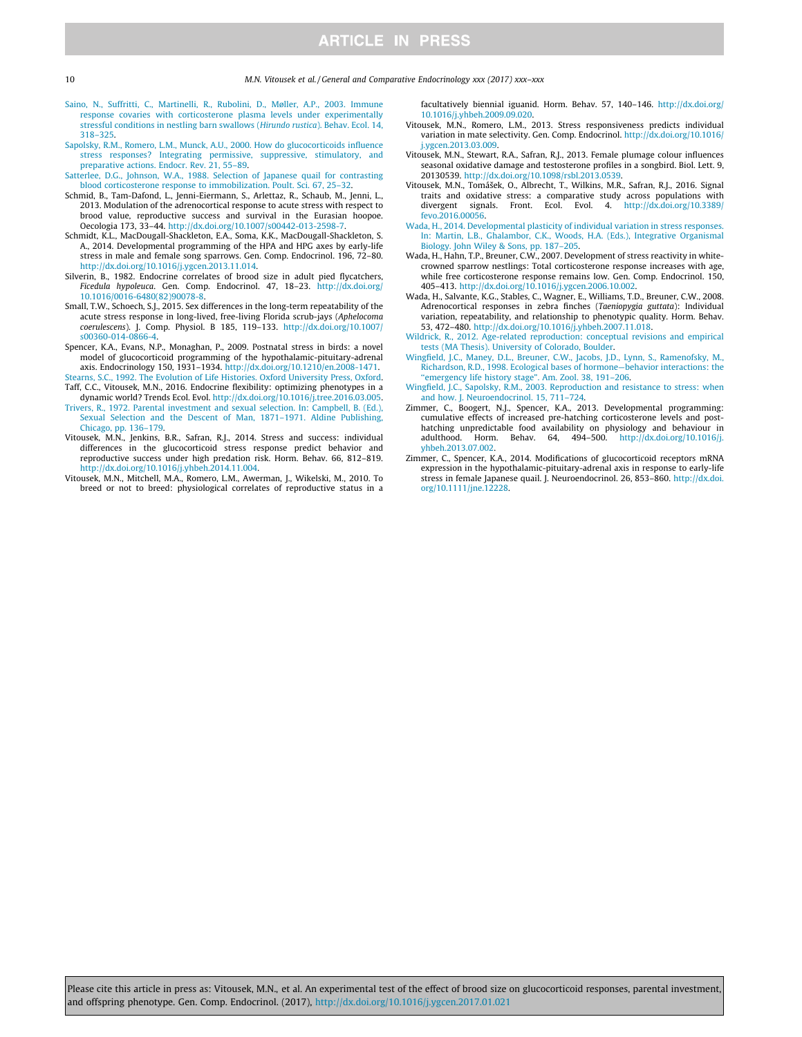Saino, N., Suffritti, C., Martinelli, R., Rubolini, D., Møller, A.P., 2003. Immune response covaries with corticosterone plasma levels under experimentally stressful conditions in nestling barn swallows (*Hirundo rustica*). Behav. Ecol. 14, 318–325.

Sapolsky, R.M., Romero, L.M., Munck, A.U., 2000. How do glucocorticoids influence stress responses? Integrating permissive, suppressive, stimulatory, and preparative actions. Endocr. Rev. 21, 55–89.

Satterlee, D.G., Johnson, W.A., 1988. Selection of Japanese quail for contrasting blood corticosterone response to immobilization. Poult. Sci. 67, 25–32.

Schmid, B., Tam-Dafond, L., Jenni-Eiermann, S., Arlettaz, R., Schaub, M., Jenni, L., 2013. Modulation of the adrenocortical response to acute stress with respect to brood value, reproductive success and survival in the Eurasian hoopoe. Oecologia 173, 33–44. http://dx.doi.org/10.1007/s00442-013-2598-7.

Schmidt, K.L., MacDougall-Shackleton, E.A., Soma, K.K., MacDougall-Shackleton, S. A., 2014. Developmental programming of the HPA and HPG axes by early-life stress in male and female song sparrows. Gen. Comp. Endocrinol. 196, 72–80. http://dx.doi.org/10.1016/j.ygcen.2013.11.014.

Silverin, B., 1982. Endocrine correlates of brood size in adult pied flycatchers, *Ficedula hypoleuca*. Gen. Comp. Endocrinol. 47, 18–23. http://dx.doi.org/10.1016/0016-6480(82)90078-8.

Small, T.W., Schoech, S.J., 2015. Sex differences in the long-term repeatability of the acute stress response in long-lived, free-living Florida scrub-jays (*Aphelocoma coerulescens*). J. Comp. Physiol. B 185, 119–133. http://dx.doi.org/10.1007/s00360-014-0866-4.

Spencer, K.A., Evans, N.P., Monaghan, P., 2009. Postnatal stress in birds: a novel model of glucocorticoid programming of the hypothalamic-pituitary-adrenal axis. Endocrinology 150, 1931–1934. http://dx.doi.org/10.1210/en.2008-1471.

Stearns, S.C., 1992. The Evolution of Life Histories. Oxford University Press, Oxford.

Taff, C.C., Vitousek, M.N., 2016. Endocrine flexibility: optimizing phenotypes in a dynamic world? Trends Ecol. Evol. http://dx.doi.org/10.1016/j.tree.2016.03.005.

Trivers, R., 1972. Parental investment and sexual selection. In: Campbell, B. (Ed.), Sexual Selection and the Descent of Man, 1871–1971. Aldine Publishing, Chicago, pp. 136–179.

Vitousek, M.N., Jenkins, B.R., Safran, R.J., 2014. Stress and success: individual differences in the glucocorticoid stress response predict behavior and reproductive success under high predation risk. Horm. Behav. 66, 812–819. http://dx.doi.org/10.1016/j.yhbeh.2014.11.004.

Vitousek, M.N., Mitchell, M.A., Romero, L.M., Awerman, J., Wikelski, M., 2010. To breed or not to breed: physiological correlates of reproductive status in a facultatively biennial iguanid. Horm. Behav. 57, 140–146. http://dx.doi.org/10.1016/j.yhbeh.2009.09.020.

Vitousek, M.N., Romero, L.M., 2013. Stress responsiveness predicts individual variation in mate selectivity. Gen. Comp. Endocrinol. http://dx.doi.org/10.1016/j.ygcen.2013.03.009.

Vitousek, M.N., Stewart, R.A., Safran, R.J., 2013. Female plumage colour influences seasonal oxidative damage and testosterone profiles in a songbird. Biol. Lett. 9, 20130539. http://dx.doi.org/10.1098/rsbl.2013.0539.

Vitousek, M.N., Tomášek, O., Albrecht, T., Wilkins, M.R., Safran, R.J., 2016. Signal traits and oxidative stress: a comparative study across populations with divergent signals. Front. Ecol. Evol. 4. http://dx.doi.org/10.3389/fevo.2016.00056.

Wada, H., 2014. Developmental plasticity of individual variation in stress responses. In: Martin, L.B., Ghalambor, C.K., Woods, H.A. (Eds.), Integrative Organismal Biology. John Wiley & Sons, pp. 187–205.

Wada, H., Hahn, T.P., Breuner, C.W., 2007. Development of stress reactivity in white-crowned sparrow nestlings: Total corticosterone response increases with age, while free corticosterone response remains low. Gen. Comp. Endocrinol. 150, 405–413. http://dx.doi.org/10.1016/j.ygcen.2006.10.002.

Wada, H., Salvante, K.G., Stables, C., Wagner, E., Williams, T.D., Breuner, C.W., 2008. Adrenocortical responses in zebra finches (*Taeniopygia guttata*): Individual variation, repeatability, and relationship to phenotypic quality. Horm. Behav. 53, 472–480. http://dx.doi.org/10.1016/j.yhbeh.2007.11.018.

Wildrick, R., 2012. Age-related reproduction: conceptual revisions and empirical tests (MA Thesis). University of Colorado, Boulder.

Wingfield, J.C., Maney, D.L., Breuner, C.W., Jacobs, J.D., Lynn, S., Ramenofsky, M., Richardson, R.D., 1998. Ecological bases of hormone—behavior interactions: the "emergency life history stage". Am. Zool. 38, 191–206.

Wingfield, J.C., Sapolsky, R.M., 2003. Reproduction and resistance to stress: when and how. J. Neuroendocrinol. 15, 711–724.

Zimmer, C., Boogert, N.J., Spencer, K.A., 2013. Developmental programming: cumulative effects of increased pre-hatching corticosterone levels and post-hatching unpredictable food availability on physiology and behaviour in adulthood. Horm. Behav. 64, 494–500. http://dx.doi.org/10.1016/j.yhbeh.2013.07.002.

Zimmer, C., Spencer, K.A., 2014. Modifications of glucocorticoid receptors mRNA expression in the hypothalamic-pituitary-adrenal axis in response to early-life stress in female Japanese quail. J. Neuroendocrinol. 26, 853–860. http://dx.doi.org/10.1111/jne.12228.